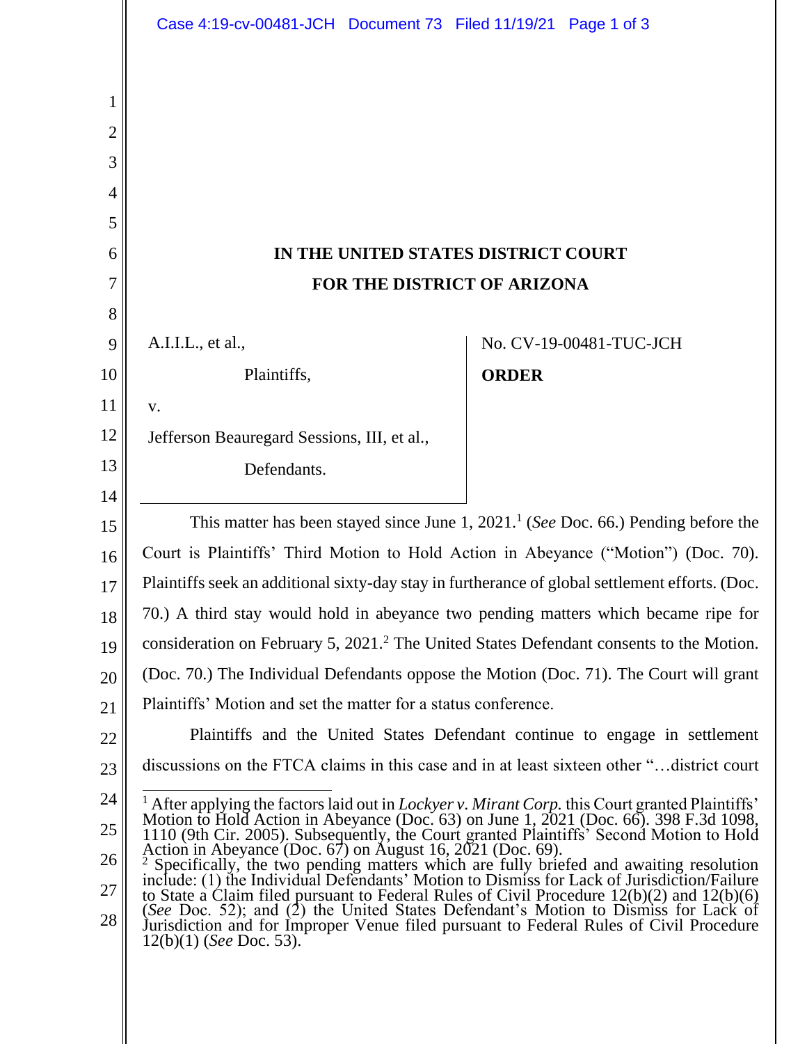# IN THE UNITED STATES DISTRICT COURT
# FOR THE DISTRICT OF ARIZONA

A.I.I.L., et al.,

Plaintiffs,

v.

Jefferson Beauregard Sessions, III, et al.,

Defendants.

No. CV-19-00481-TUC-JCH

**ORDER**

This matter has been stayed since June 1, 2021.[1] (*See* Doc. 66.) Pending before the Court is Plaintiffs' Third Motion to Hold Action in Abeyance ("Motion") (Doc. 70). Plaintiffs seek an additional sixty-day stay in furtherance of global settlement efforts. (Doc. 70.) A third stay would hold in abeyance two pending matters which became ripe for consideration on February 5, 2021.[2] The United States Defendant consents to the Motion. (Doc. 70.) The Individual Defendants oppose the Motion (Doc. 71). The Court will grant Plaintiffs' Motion and set the matter for a status conference.

Plaintiffs and the United States Defendant continue to engage in settlement discussions on the FTCA claims in this case and in at least sixteen other "…district court

---

[1] After applying the factors laid out in *Lockyer v. Mirant Corp.* this Court granted Plaintiffs' Motion to Hold Action in Abeyance (Doc. 63) on June 1, 2021 (Doc. 66). 398 F.3d 1098, 1110 (9th Cir. 2005). Subsequently, the Court granted Plaintiffs' Second Motion to Hold Action in Abeyance (Doc. 67) on August 16, 2021 (Doc. 69).

[2] Specifically, the two pending matters which are fully briefed and awaiting resolution include: (1) the Individual Defendants' Motion to Dismiss for Lack of Jurisdiction/Failure to State a Claim filed pursuant to Federal Rules of Civil Procedure 12(b)(2) and 12(b)(6) (*See* Doc. 52); and (2) the United States Defendant's Motion to Dismiss for Lack of Jurisdiction and for Improper Venue filed pursuant to Federal Rules of Civil Procedure 12(b)(1) (*See* Doc. 53).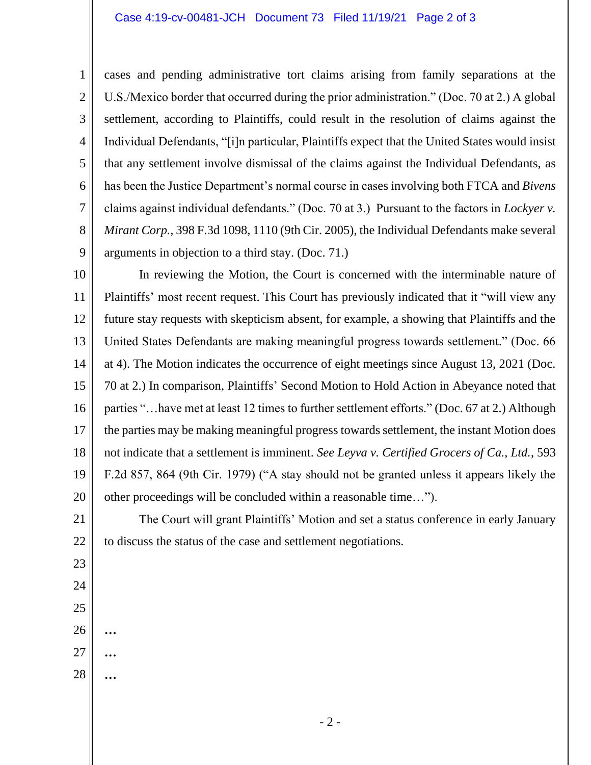cases and pending administrative tort claims arising from family separations at the U.S./Mexico border that occurred during the prior administration." (Doc. 70 at 2.) A global settlement, according to Plaintiffs, could result in the resolution of claims against the Individual Defendants, "[i]n particular, Plaintiffs expect that the United States would insist that any settlement involve dismissal of the claims against the Individual Defendants, as has been the Justice Department's normal course in cases involving both FTCA and *Bivens* claims against individual defendants." (Doc. 70 at 3.) Pursuant to the factors in *Lockyer v. Mirant Corp.*, 398 F.3d 1098, 1110 (9th Cir. 2005), the Individual Defendants make several arguments in objection to a third stay. (Doc. 71.)

In reviewing the Motion, the Court is concerned with the interminable nature of Plaintiffs' most recent request. This Court has previously indicated that it "will view any future stay requests with skepticism absent, for example, a showing that Plaintiffs and the United States Defendants are making meaningful progress towards settlement." (Doc. 66 at 4). The Motion indicates the occurrence of eight meetings since August 13, 2021 (Doc. 70 at 2.) In comparison, Plaintiffs' Second Motion to Hold Action in Abeyance noted that parties "…have met at least 12 times to further settlement efforts." (Doc. 67 at 2.) Although the parties may be making meaningful progress towards settlement, the instant Motion does not indicate that a settlement is imminent. *See Leyva v. Certified Grocers of Ca., Ltd.*, 593 F.2d 857, 864 (9th Cir. 1979) ("A stay should not be granted unless it appears likely the other proceedings will be concluded within a reasonable time…").

The Court will grant Plaintiffs' Motion and set a status conference in early January to discuss the status of the case and settlement negotiations.

…

…

…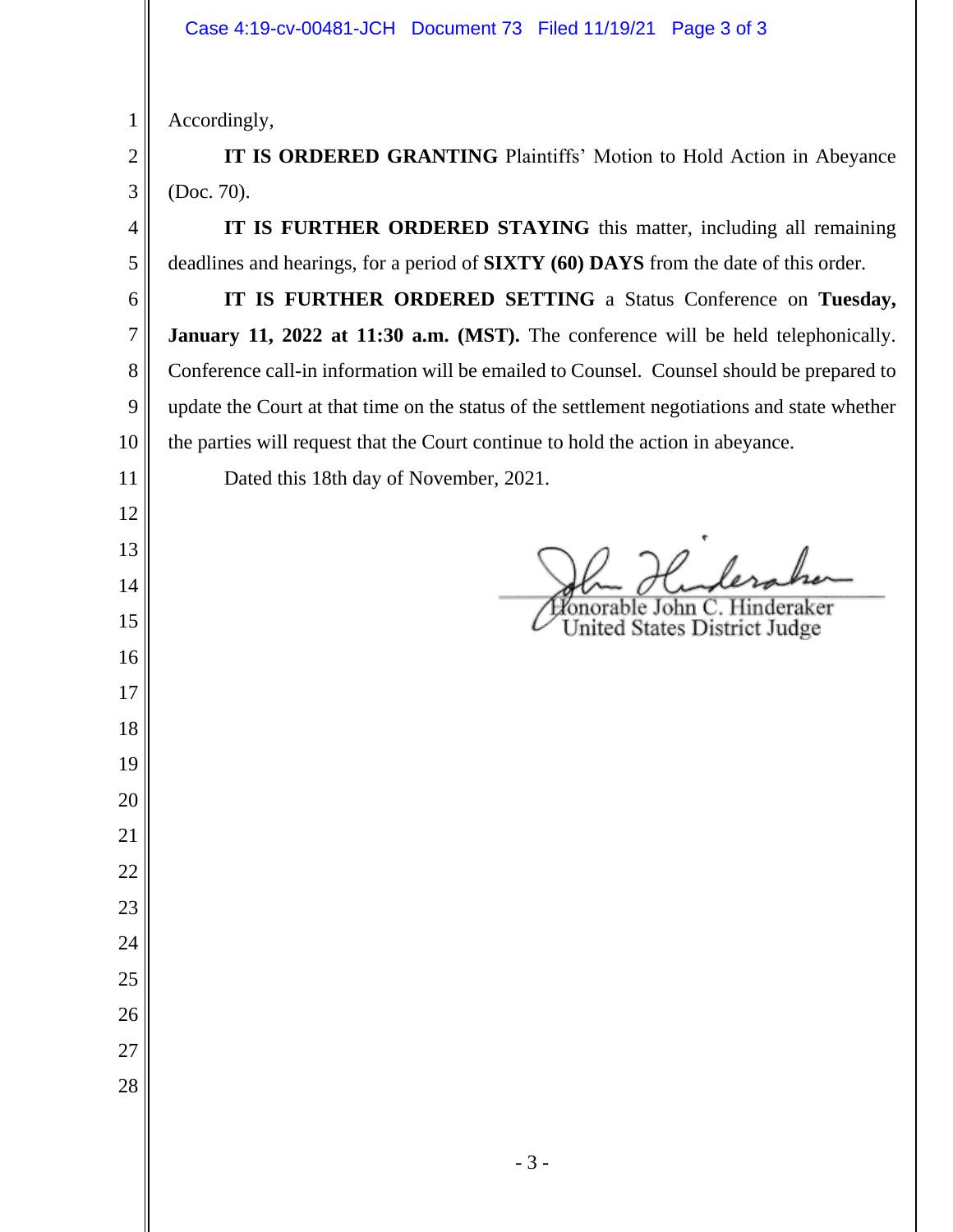Accordingly,

**IT IS ORDERED GRANTING** Plaintiffs' Motion to Hold Action in Abeyance (Doc. 70).

**IT IS FURTHER ORDERED STAYING** this matter, including all remaining deadlines and hearings, for a period of **SIXTY (60) DAYS** from the date of this order.

**IT IS FURTHER ORDERED SETTING** a Status Conference on **Tuesday, January 11, 2022 at 11:30 a.m. (MST).** The conference will be held telephonically. Conference call-in information will be emailed to Counsel. Counsel should be prepared to update the Court at that time on the status of the settlement negotiations and state whether the parties will request that the Court continue to hold the action in abeyance.

Dated this 18th day of November, 2021.

Honorable John C. Hinderaker
United States District Judge